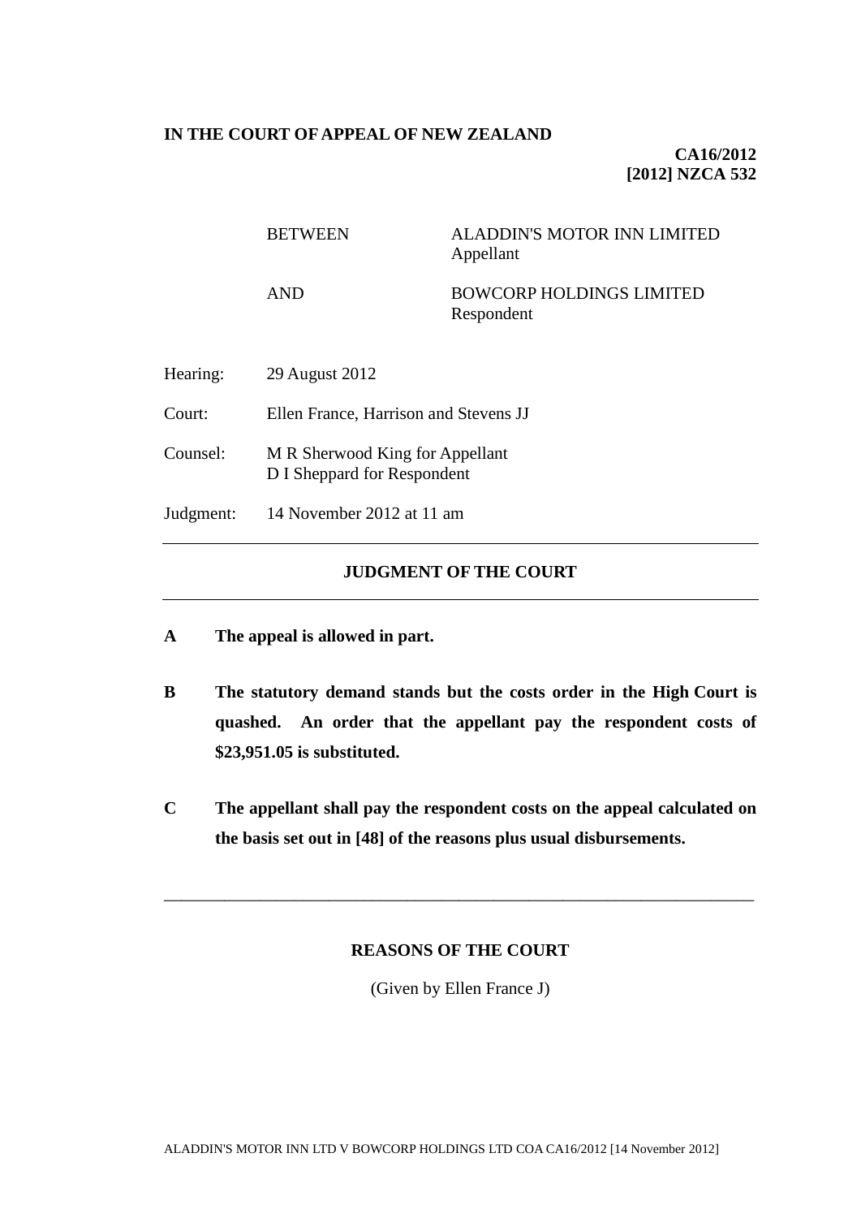**IN THE COURT OF APPEAL OF NEW ZEALAND**

**CA16/2012**
**[2012] NZCA 532**

| | | |
|---|---|---|
| | BETWEEN | ALADDIN'S MOTOR INN LIMITED<br>Appellant |
| | AND | BOWCORP HOLDINGS LIMITED<br>Respondent |

Hearing: 29 August 2012

Court: Ellen France, Harrison and Stevens JJ

Counsel: M R Sherwood King for Appellant
D I Sheppard for Respondent

Judgment: 14 November 2012 at 11 am

---

## JUDGMENT OF THE COURT

---

**A The appeal is allowed in part.**

**B The statutory demand stands but the costs order in the High Court is quashed. An order that the appellant pay the respondent costs of \$23,951.05 is substituted.**

**C The appellant shall pay the respondent costs on the appeal calculated on the basis set out in [48] of the reasons plus usual disbursements.**

---

## REASONS OF THE COURT

(Given by Ellen France J)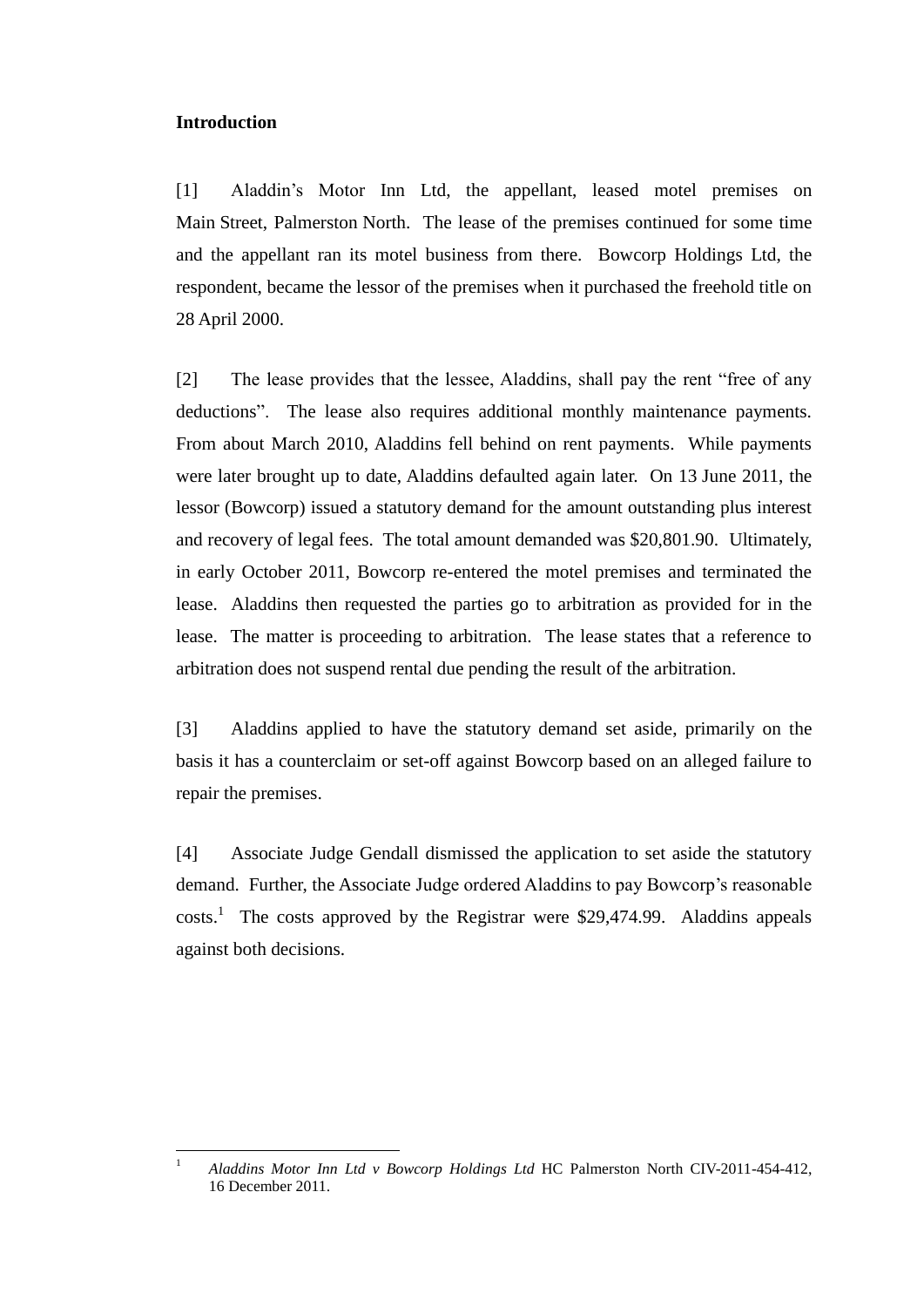**Introduction**

[1] Aladdin's Motor Inn Ltd, the appellant, leased motel premises on Main Street, Palmerston North. The lease of the premises continued for some time and the appellant ran its motel business from there. Bowcorp Holdings Ltd, the respondent, became the lessor of the premises when it purchased the freehold title on 28 April 2000.

[2] The lease provides that the lessee, Aladdins, shall pay the rent "free of any deductions". The lease also requires additional monthly maintenance payments. From about March 2010, Aladdins fell behind on rent payments. While payments were later brought up to date, Aladdins defaulted again later. On 13 June 2011, the lessor (Bowcorp) issued a statutory demand for the amount outstanding plus interest and recovery of legal fees. The total amount demanded was $20,801.90. Ultimately, in early October 2011, Bowcorp re-entered the motel premises and terminated the lease. Aladdins then requested the parties go to arbitration as provided for in the lease. The matter is proceeding to arbitration. The lease states that a reference to arbitration does not suspend rental due pending the result of the arbitration.

[3] Aladdins applied to have the statutory demand set aside, primarily on the basis it has a counterclaim or set-off against Bowcorp based on an alleged failure to repair the premises.

[4] Associate Judge Gendall dismissed the application to set aside the statutory demand. Further, the Associate Judge ordered Aladdins to pay Bowcorp's reasonable costs.[1] The costs approved by the Registrar were $29,474.99. Aladdins appeals against both decisions.

---

[1] *Aladdins Motor Inn Ltd v Bowcorp Holdings Ltd* HC Palmerston North CIV-2011-454-412, 16 December 2011.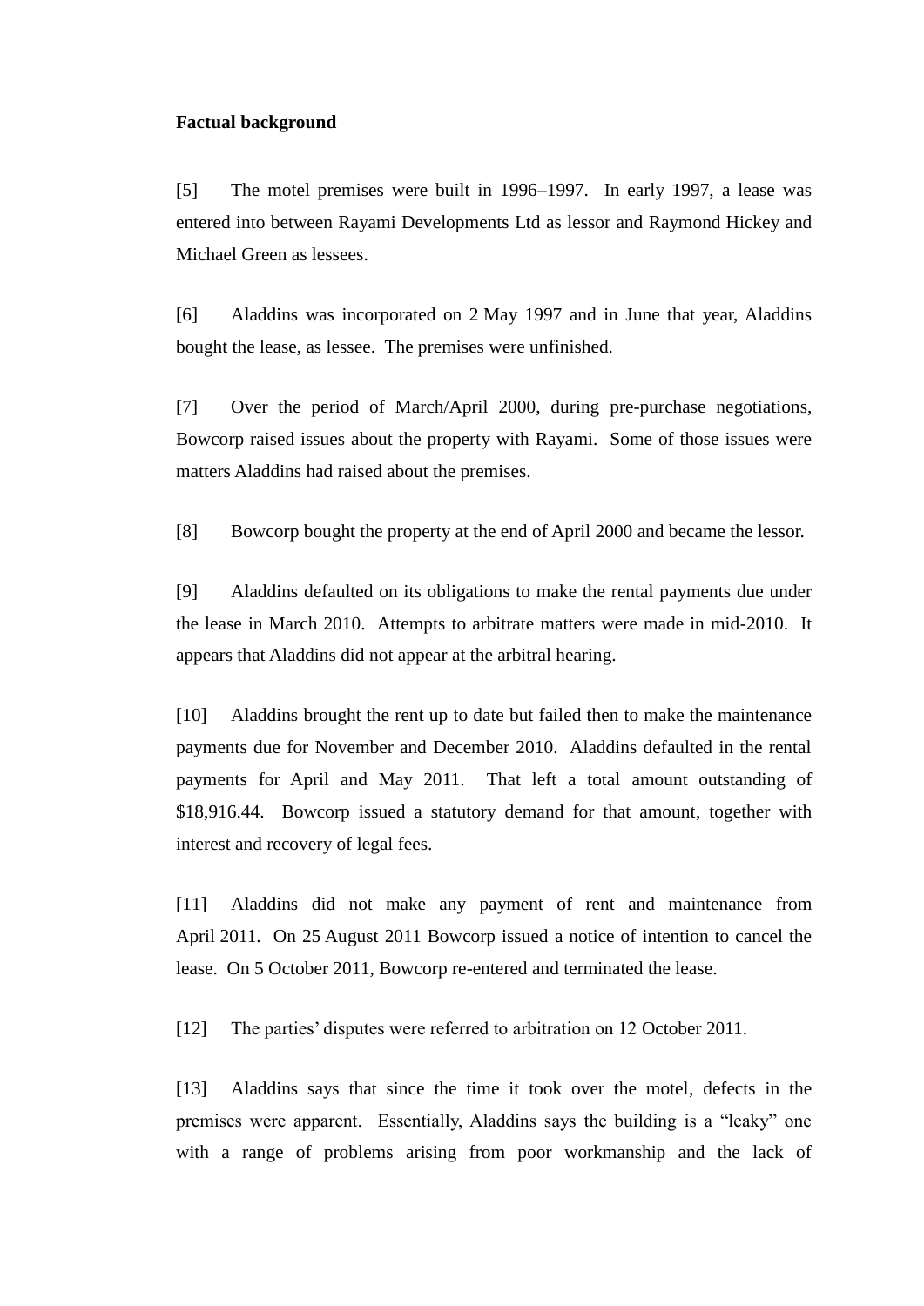**Factual background**

[5] The motel premises were built in 1996–1997. In early 1997, a lease was entered into between Rayami Developments Ltd as lessor and Raymond Hickey and Michael Green as lessees.

[6] Aladdins was incorporated on 2 May 1997 and in June that year, Aladdins bought the lease, as lessee. The premises were unfinished.

[7] Over the period of March/April 2000, during pre-purchase negotiations, Bowcorp raised issues about the property with Rayami. Some of those issues were matters Aladdins had raised about the premises.

[8] Bowcorp bought the property at the end of April 2000 and became the lessor.

[9] Aladdins defaulted on its obligations to make the rental payments due under the lease in March 2010. Attempts to arbitrate matters were made in mid-2010. It appears that Aladdins did not appear at the arbitral hearing.

[10] Aladdins brought the rent up to date but failed then to make the maintenance payments due for November and December 2010. Aladdins defaulted in the rental payments for April and May 2011. That left a total amount outstanding of $18,916.44. Bowcorp issued a statutory demand for that amount, together with interest and recovery of legal fees.

[11] Aladdins did not make any payment of rent and maintenance from April 2011. On 25 August 2011 Bowcorp issued a notice of intention to cancel the lease. On 5 October 2011, Bowcorp re-entered and terminated the lease.

[12] The parties' disputes were referred to arbitration on 12 October 2011.

[13] Aladdins says that since the time it took over the motel, defects in the premises were apparent. Essentially, Aladdins says the building is a "leaky" one with a range of problems arising from poor workmanship and the lack of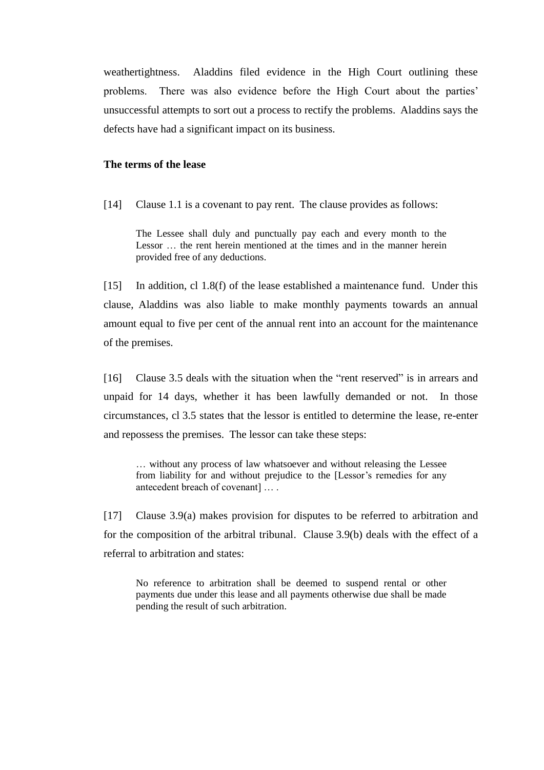weathertightness. Aladdins filed evidence in the High Court outlining these problems. There was also evidence before the High Court about the parties' unsuccessful attempts to sort out a process to rectify the problems. Aladdins says the defects have had a significant impact on its business.

**The terms of the lease**

[14] Clause 1.1 is a covenant to pay rent. The clause provides as follows:

> The Lessee shall duly and punctually pay each and every month to the Lessor … the rent herein mentioned at the times and in the manner herein provided free of any deductions.

[15] In addition, cl 1.8(f) of the lease established a maintenance fund. Under this clause, Aladdins was also liable to make monthly payments towards an annual amount equal to five per cent of the annual rent into an account for the maintenance of the premises.

[16] Clause 3.5 deals with the situation when the "rent reserved" is in arrears and unpaid for 14 days, whether it has been lawfully demanded or not. In those circumstances, cl 3.5 states that the lessor is entitled to determine the lease, re-enter and repossess the premises. The lessor can take these steps:

> … without any process of law whatsoever and without releasing the Lessee from liability for and without prejudice to the [Lessor's remedies for any antecedent breach of covenant] … .

[17] Clause 3.9(a) makes provision for disputes to be referred to arbitration and for the composition of the arbitral tribunal. Clause 3.9(b) deals with the effect of a referral to arbitration and states:

> No reference to arbitration shall be deemed to suspend rental or other payments due under this lease and all payments otherwise due shall be made pending the result of such arbitration.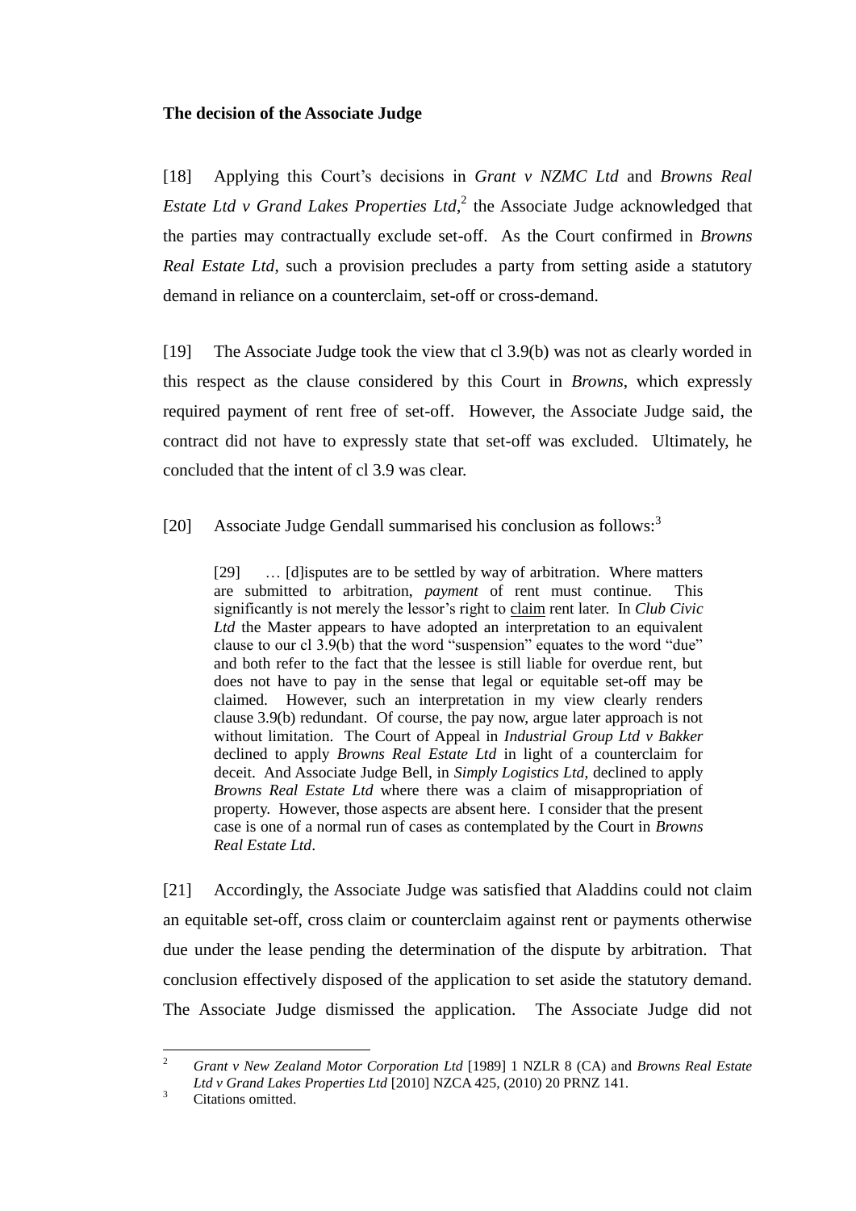**The decision of the Associate Judge**

[18] Applying this Court's decisions in *Grant v NZMC Ltd* and *Browns Real Estate Ltd v Grand Lakes Properties Ltd*,[2] the Associate Judge acknowledged that the parties may contractually exclude set-off. As the Court confirmed in *Browns Real Estate Ltd*, such a provision precludes a party from setting aside a statutory demand in reliance on a counterclaim, set-off or cross-demand.

[19] The Associate Judge took the view that cl 3.9(b) was not as clearly worded in this respect as the clause considered by this Court in *Browns*, which expressly required payment of rent free of set-off. However, the Associate Judge said, the contract did not have to expressly state that set-off was excluded. Ultimately, he concluded that the intent of cl 3.9 was clear.

[20] Associate Judge Gendall summarised his conclusion as follows:[3]

> [29] … [d]isputes are to be settled by way of arbitration. Where matters are submitted to arbitration, *payment* of rent must continue. This significantly is not merely the lessor's right to <u>claim</u> rent later. In *Club Civic Ltd* the Master appears to have adopted an interpretation to an equivalent clause to our cl 3.9(b) that the word "suspension" equates to the word "due" and both refer to the fact that the lessee is still liable for overdue rent, but does not have to pay in the sense that legal or equitable set-off may be claimed. However, such an interpretation in my view clearly renders clause 3.9(b) redundant. Of course, the pay now, argue later approach is not without limitation. The Court of Appeal in *Industrial Group Ltd v Bakker* declined to apply *Browns Real Estate Ltd* in light of a counterclaim for deceit. And Associate Judge Bell, in *Simply Logistics Ltd*, declined to apply *Browns Real Estate Ltd* where there was a claim of misappropriation of property. However, those aspects are absent here. I consider that the present case is one of a normal run of cases as contemplated by the Court in *Browns Real Estate Ltd*.

[21] Accordingly, the Associate Judge was satisfied that Aladdins could not claim an equitable set-off, cross claim or counterclaim against rent or payments otherwise due under the lease pending the determination of the dispute by arbitration. That conclusion effectively disposed of the application to set aside the statutory demand. The Associate Judge dismissed the application. The Associate Judge did not

---

[2] *Grant v New Zealand Motor Corporation Ltd* [1989] 1 NZLR 8 (CA) and *Browns Real Estate Ltd v Grand Lakes Properties Ltd* [2010] NZCA 425, (2010) 20 PRNZ 141.

[3] Citations omitted.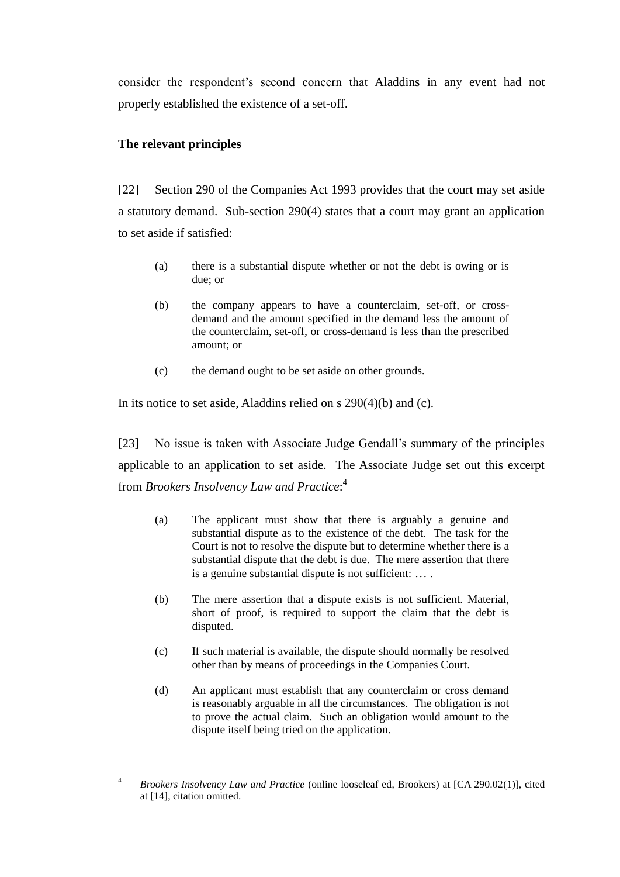consider the respondent's second concern that Aladdins in any event had not properly established the existence of a set-off.

## The relevant principles

[22] Section 290 of the Companies Act 1993 provides that the court may set aside a statutory demand. Sub-section 290(4) states that a court may grant an application to set aside if satisfied:

> (a) there is a substantial dispute whether or not the debt is owing or is due; or
>
> (b) the company appears to have a counterclaim, set-off, or cross-demand and the amount specified in the demand less the amount of the counterclaim, set-off, or cross-demand is less than the prescribed amount; or
>
> (c) the demand ought to be set aside on other grounds.

In its notice to set aside, Aladdins relied on s 290(4)(b) and (c).

[23] No issue is taken with Associate Judge Gendall's summary of the principles applicable to an application to set aside. The Associate Judge set out this excerpt from *Brookers Insolvency Law and Practice*:[4]

> (a) The applicant must show that there is arguably a genuine and substantial dispute as to the existence of the debt. The task for the Court is not to resolve the dispute but to determine whether there is a substantial dispute that the debt is due. The mere assertion that there is a genuine substantial dispute is not sufficient: … .
>
> (b) The mere assertion that a dispute exists is not sufficient. Material, short of proof, is required to support the claim that the debt is disputed.
>
> (c) If such material is available, the dispute should normally be resolved other than by means of proceedings in the Companies Court.
>
> (d) An applicant must establish that any counterclaim or cross demand is reasonably arguable in all the circumstances. The obligation is not to prove the actual claim. Such an obligation would amount to the dispute itself being tried on the application.

---

[4] *Brookers Insolvency Law and Practice* (online looseleaf ed, Brookers) at [CA 290.02(1)], cited at [14], citation omitted.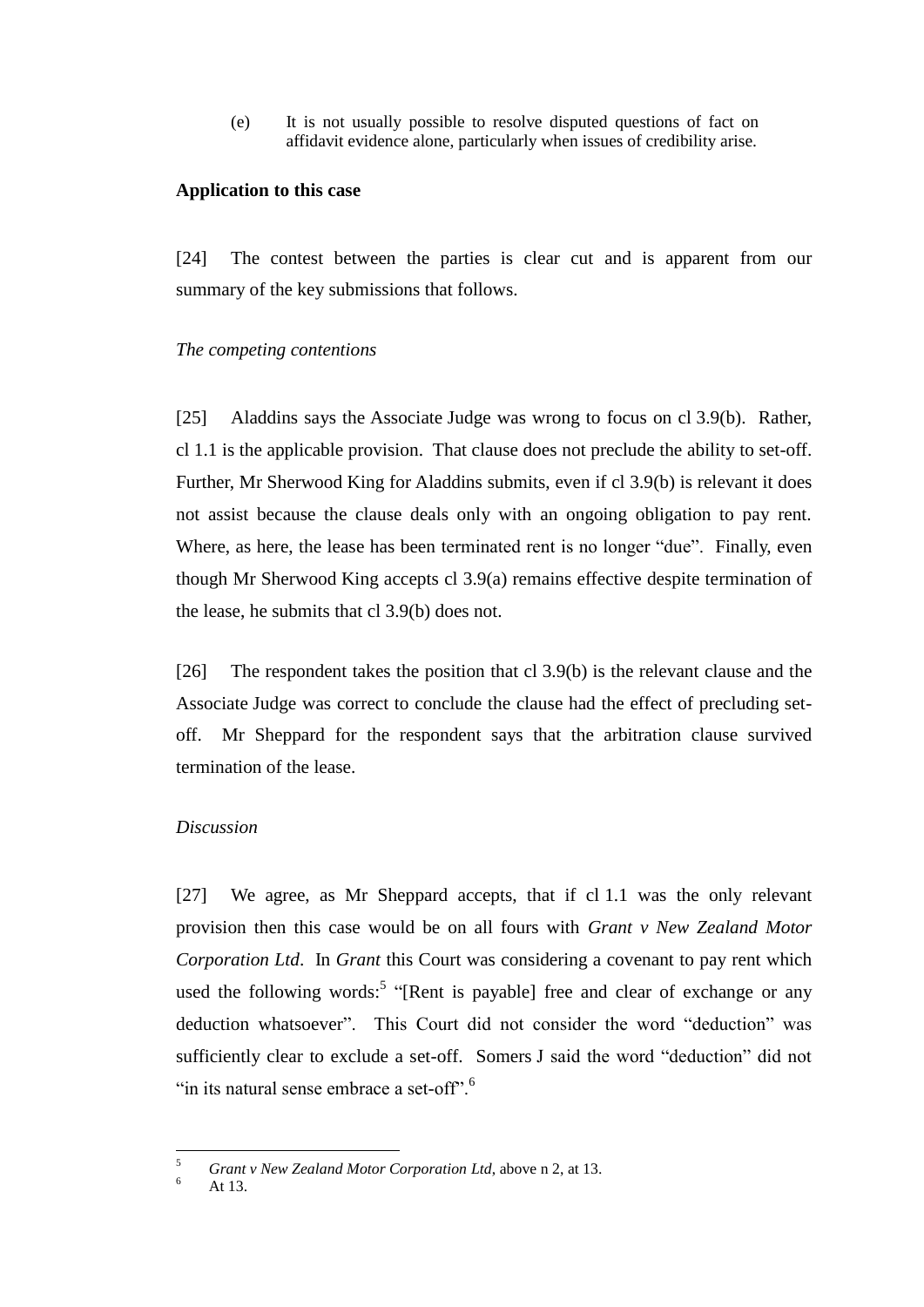(e) It is not usually possible to resolve disputed questions of fact on affidavit evidence alone, particularly when issues of credibility arise.

**Application to this case**

[24] The contest between the parties is clear cut and is apparent from our summary of the key submissions that follows.

*The competing contentions*

[25] Aladdins says the Associate Judge was wrong to focus on cl 3.9(b). Rather, cl 1.1 is the applicable provision. That clause does not preclude the ability to set-off. Further, Mr Sherwood King for Aladdins submits, even if cl 3.9(b) is relevant it does not assist because the clause deals only with an ongoing obligation to pay rent. Where, as here, the lease has been terminated rent is no longer "due". Finally, even though Mr Sherwood King accepts cl 3.9(a) remains effective despite termination of the lease, he submits that cl 3.9(b) does not.

[26] The respondent takes the position that cl 3.9(b) is the relevant clause and the Associate Judge was correct to conclude the clause had the effect of precluding set-off. Mr Sheppard for the respondent says that the arbitration clause survived termination of the lease.

*Discussion*

[27] We agree, as Mr Sheppard accepts, that if cl 1.1 was the only relevant provision then this case would be on all fours with *Grant v New Zealand Motor Corporation Ltd*. In *Grant* this Court was considering a covenant to pay rent which used the following words:[5] "[Rent is payable] free and clear of exchange or any deduction whatsoever". This Court did not consider the word "deduction" was sufficiently clear to exclude a set-off. Somers J said the word "deduction" did not "in its natural sense embrace a set-off".[6]

---

[5] *Grant v New Zealand Motor Corporation Ltd*, above n 2, at 13.

[6] At 13.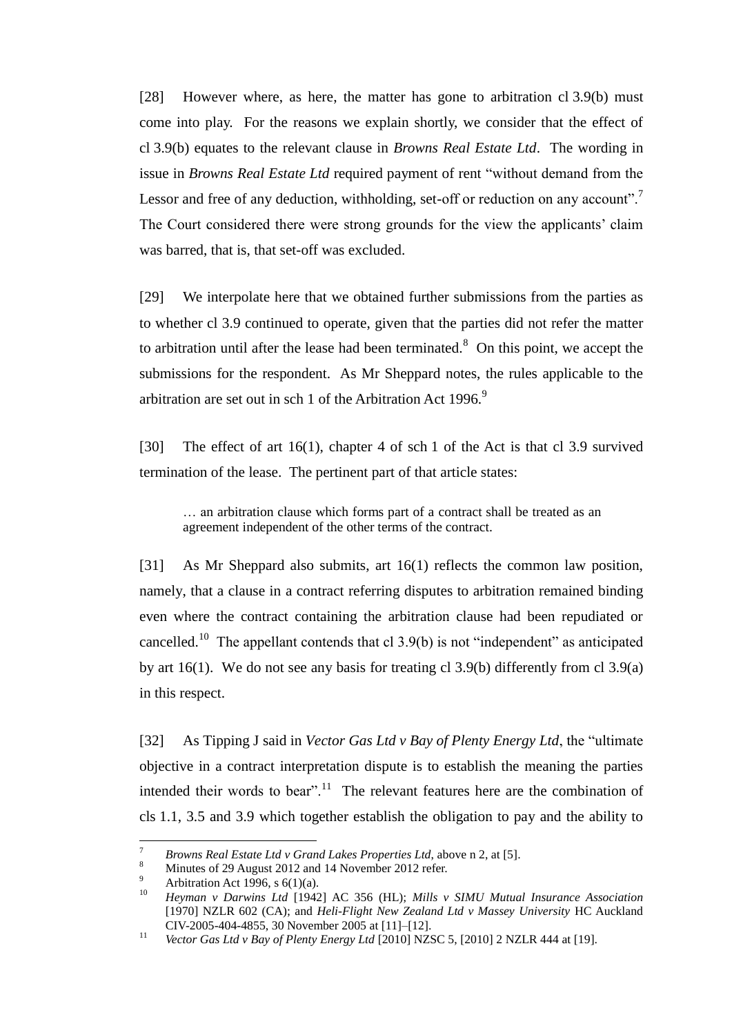[28] However where, as here, the matter has gone to arbitration cl 3.9(b) must come into play. For the reasons we explain shortly, we consider that the effect of cl 3.9(b) equates to the relevant clause in *Browns Real Estate Ltd*. The wording in issue in *Browns Real Estate Ltd* required payment of rent "without demand from the Lessor and free of any deduction, withholding, set-off or reduction on any account".[7] The Court considered there were strong grounds for the view the applicants' claim was barred, that is, that set-off was excluded.

[29] We interpolate here that we obtained further submissions from the parties as to whether cl 3.9 continued to operate, given that the parties did not refer the matter to arbitration until after the lease had been terminated.[8] On this point, we accept the submissions for the respondent. As Mr Sheppard notes, the rules applicable to the arbitration are set out in sch 1 of the Arbitration Act 1996.[9]

[30] The effect of art 16(1), chapter 4 of sch 1 of the Act is that cl 3.9 survived termination of the lease. The pertinent part of that article states:

> … an arbitration clause which forms part of a contract shall be treated as an agreement independent of the other terms of the contract.

[31] As Mr Sheppard also submits, art 16(1) reflects the common law position, namely, that a clause in a contract referring disputes to arbitration remained binding even where the contract containing the arbitration clause had been repudiated or cancelled.[10] The appellant contends that cl 3.9(b) is not "independent" as anticipated by art 16(1). We do not see any basis for treating cl 3.9(b) differently from cl 3.9(a) in this respect.

[32] As Tipping J said in *Vector Gas Ltd v Bay of Plenty Energy Ltd*, the "ultimate objective in a contract interpretation dispute is to establish the meaning the parties intended their words to bear".[11] The relevant features here are the combination of cls 1.1, 3.5 and 3.9 which together establish the obligation to pay and the ability to

---

[7] *Browns Real Estate Ltd v Grand Lakes Properties Ltd*, above n 2, at [5].

[8] Minutes of 29 August 2012 and 14 November 2012 refer.

[9] Arbitration Act 1996, s 6(1)(a).

[10] *Heyman v Darwins Ltd* [1942] AC 356 (HL); *Mills v SIMU Mutual Insurance Association* [1970] NZLR 602 (CA); and *Heli-Flight New Zealand Ltd v Massey University* HC Auckland CIV-2005-404-4855, 30 November 2005 at [11]–[12].

[11] *Vector Gas Ltd v Bay of Plenty Energy Ltd* [2010] NZSC 5, [2010] 2 NZLR 444 at [19].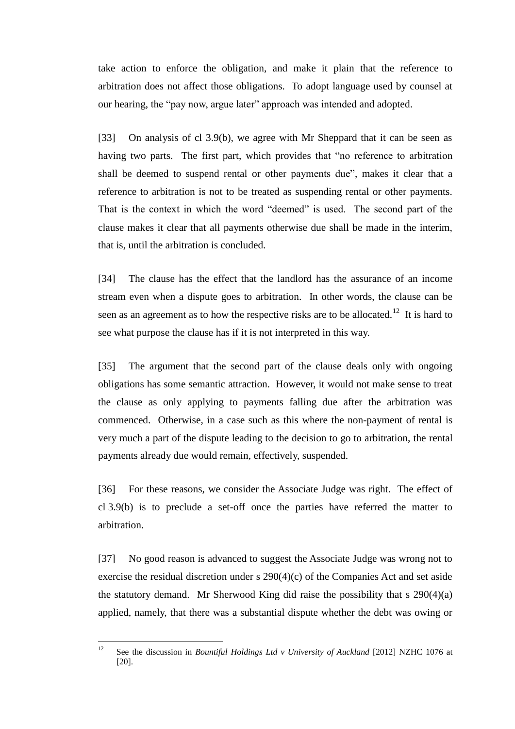take action to enforce the obligation, and make it plain that the reference to arbitration does not affect those obligations. To adopt language used by counsel at our hearing, the "pay now, argue later" approach was intended and adopted.

[33] On analysis of cl 3.9(b), we agree with Mr Sheppard that it can be seen as having two parts. The first part, which provides that "no reference to arbitration shall be deemed to suspend rental or other payments due", makes it clear that a reference to arbitration is not to be treated as suspending rental or other payments. That is the context in which the word "deemed" is used. The second part of the clause makes it clear that all payments otherwise due shall be made in the interim, that is, until the arbitration is concluded.

[34] The clause has the effect that the landlord has the assurance of an income stream even when a dispute goes to arbitration. In other words, the clause can be seen as an agreement as to how the respective risks are to be allocated.[12] It is hard to see what purpose the clause has if it is not interpreted in this way.

[35] The argument that the second part of the clause deals only with ongoing obligations has some semantic attraction. However, it would not make sense to treat the clause as only applying to payments falling due after the arbitration was commenced. Otherwise, in a case such as this where the non-payment of rental is very much a part of the dispute leading to the decision to go to arbitration, the rental payments already due would remain, effectively, suspended.

[36] For these reasons, we consider the Associate Judge was right. The effect of cl 3.9(b) is to preclude a set-off once the parties have referred the matter to arbitration.

[37] No good reason is advanced to suggest the Associate Judge was wrong not to exercise the residual discretion under s 290(4)(c) of the Companies Act and set aside the statutory demand. Mr Sherwood King did raise the possibility that s 290(4)(a) applied, namely, that there was a substantial dispute whether the debt was owing or

---

[12] See the discussion in *Bountiful Holdings Ltd v University of Auckland* [2012] NZHC 1076 at [20].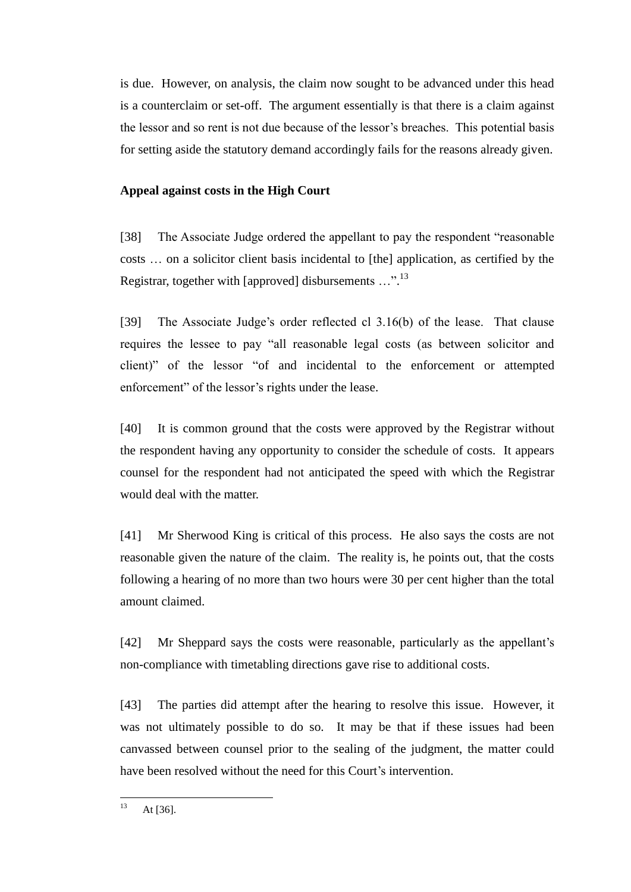is due. However, on analysis, the claim now sought to be advanced under this head is a counterclaim or set-off. The argument essentially is that there is a claim against the lessor and so rent is not due because of the lessor's breaches. This potential basis for setting aside the statutory demand accordingly fails for the reasons already given.

## Appeal against costs in the High Court

[38] The Associate Judge ordered the appellant to pay the respondent "reasonable costs … on a solicitor client basis incidental to [the] application, as certified by the Registrar, together with [approved] disbursements …".[13]

[39] The Associate Judge's order reflected cl 3.16(b) of the lease. That clause requires the lessee to pay "all reasonable legal costs (as between solicitor and client)" of the lessor "of and incidental to the enforcement or attempted enforcement" of the lessor's rights under the lease.

[40] It is common ground that the costs were approved by the Registrar without the respondent having any opportunity to consider the schedule of costs. It appears counsel for the respondent had not anticipated the speed with which the Registrar would deal with the matter.

[41] Mr Sherwood King is critical of this process. He also says the costs are not reasonable given the nature of the claim. The reality is, he points out, that the costs following a hearing of no more than two hours were 30 per cent higher than the total amount claimed.

[42] Mr Sheppard says the costs were reasonable, particularly as the appellant's non-compliance with timetabling directions gave rise to additional costs.

[43] The parties did attempt after the hearing to resolve this issue. However, it was not ultimately possible to do so. It may be that if these issues had been canvassed between counsel prior to the sealing of the judgment, the matter could have been resolved without the need for this Court's intervention.

---

[13] At [36].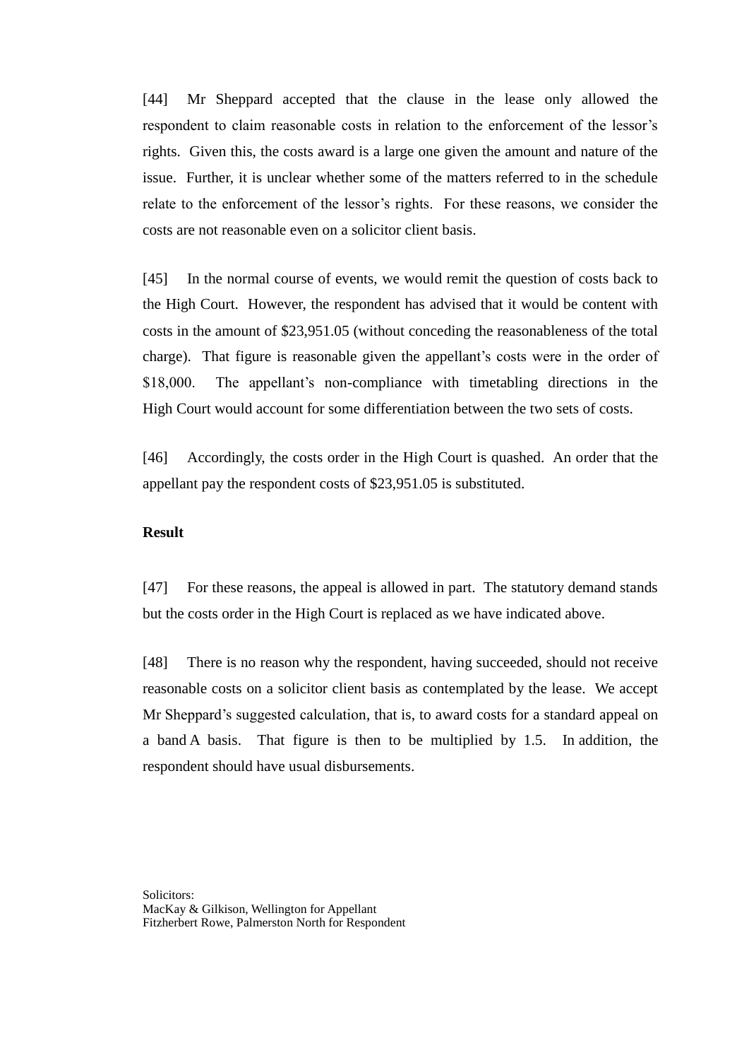[44] Mr Sheppard accepted that the clause in the lease only allowed the respondent to claim reasonable costs in relation to the enforcement of the lessor's rights. Given this, the costs award is a large one given the amount and nature of the issue. Further, it is unclear whether some of the matters referred to in the schedule relate to the enforcement of the lessor's rights. For these reasons, we consider the costs are not reasonable even on a solicitor client basis.

[45] In the normal course of events, we would remit the question of costs back to the High Court. However, the respondent has advised that it would be content with costs in the amount of $23,951.05 (without conceding the reasonableness of the total charge). That figure is reasonable given the appellant's costs were in the order of $18,000. The appellant's non-compliance with timetabling directions in the High Court would account for some differentiation between the two sets of costs.

[46] Accordingly, the costs order in the High Court is quashed. An order that the appellant pay the respondent costs of $23,951.05 is substituted.

**Result**

[47] For these reasons, the appeal is allowed in part. The statutory demand stands but the costs order in the High Court is replaced as we have indicated above.

[48] There is no reason why the respondent, having succeeded, should not receive reasonable costs on a solicitor client basis as contemplated by the lease. We accept Mr Sheppard's suggested calculation, that is, to award costs for a standard appeal on a band A basis. That figure is then to be multiplied by 1.5. In addition, the respondent should have usual disbursements.

Solicitors:
MacKay & Gilkison, Wellington for Appellant
Fitzherbert Rowe, Palmerston North for Respondent